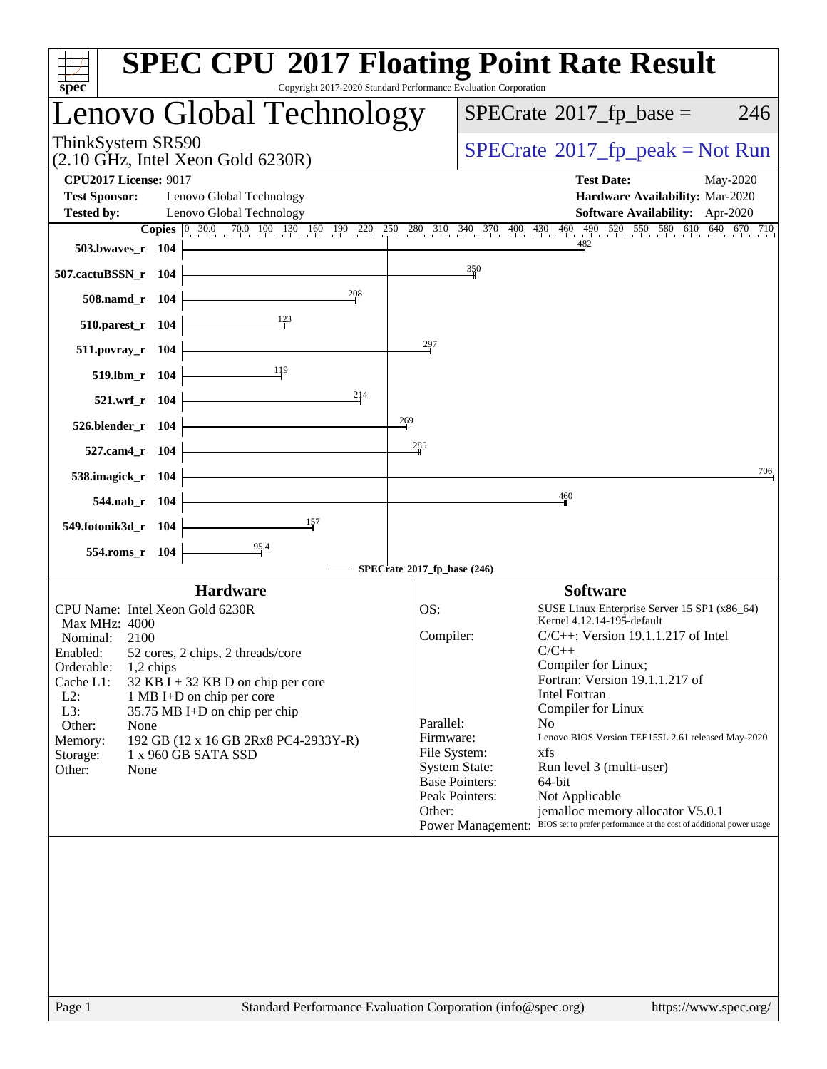# SPEC CPU 2017 Floating Point Rate Result

Copyright 2017-2020 Standard Performance Evaluation Corporation

## Lenovo Global Technology

ThinkSystem SR590
(2.10 GHz, Intel Xeon Gold 6230R)

SPECrate 2017_fp_base = 246

SPECrate 2017_fp_peak = Not Run

**CPU2017 License:** 9017
**Test Sponsor:** Lenovo Global Technology
**Tested by:** Lenovo Global Technology

**Test Date:** May-2020
**Hardware Availability:** Mar-2020
**Software Availability:** Apr-2020

| Benchmark | Copies | SPECrate 2017_fp_base |
|---|---|---|
| 503.bwaves_r | 104 | 482 |
| 507.cactuBSSN_r | 104 | 350 |
| 508.namd_r | 104 | 208 |
| 510.parest_r | 104 | 123 |
| 511.povray_r | 104 | 297 |
| 519.lbm_r | 104 | 119 |
| 521.wrf_r | 104 | 214 |
| 526.blender_r | 104 | 269 |
| 527.cam4_r | 104 | 285 |
| 538.imagick_r | 104 | 706 |
| 544.nab_r | 104 | 460 |
| 549.fotonik3d_r | 104 | 157 |
| 554.roms_r | 104 | 95.4 |

SPECrate 2017_fp_base (246)

### Hardware

CPU Name: Intel Xeon Gold 6230R
Max MHz: 4000
Nominal: 2100
Enabled: 52 cores, 2 chips, 2 threads/core
Orderable: 1,2 chips
Cache L1: 32 KB I + 32 KB D on chip per core
L2: 1 MB I+D on chip per core
L3: 35.75 MB I+D on chip per chip
Other: None
Memory: 192 GB (12 x 16 GB 2Rx8 PC4-2933Y-R)
Storage: 1 x 960 GB SATA SSD
Other: None

### Software

OS: SUSE Linux Enterprise Server 15 SP1 (x86_64) Kernel 4.12.14-195-default
Compiler: C/C++: Version 19.1.1.217 of Intel C/C++ Compiler for Linux; Fortran: Version 19.1.1.217 of Intel Fortran Compiler for Linux
Parallel: No
Firmware: Lenovo BIOS Version TEE155L 2.61 released May-2020
File System: xfs
System State: Run level 3 (multi-user)
Base Pointers: 64-bit
Peak Pointers: Not Applicable
Other: jemalloc memory allocator V5.0.1
Power Management: BIOS set to prefer performance at the cost of additional power usage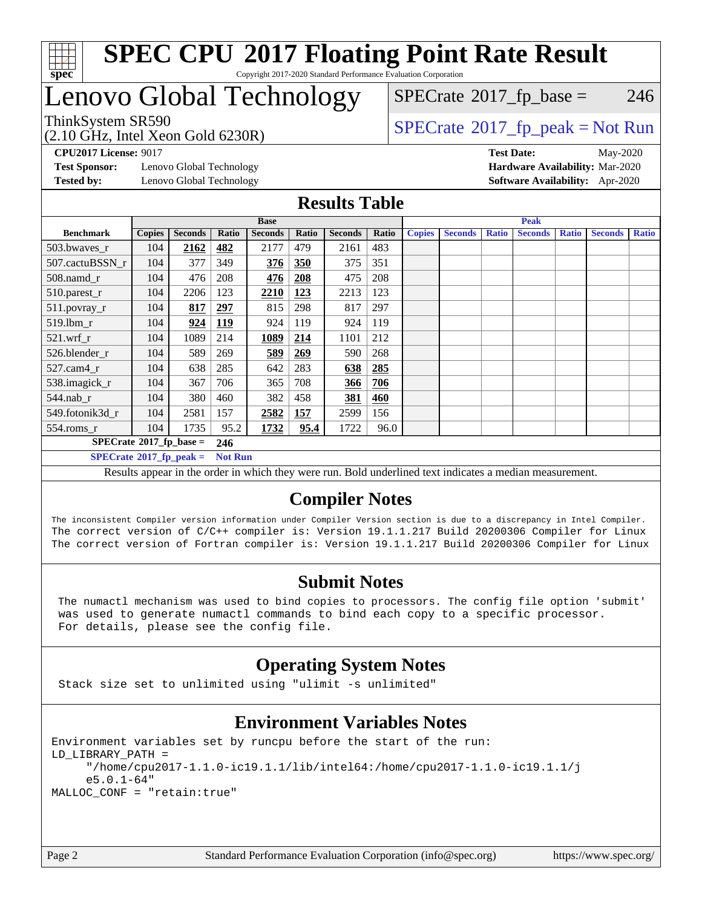# SPEC CPU 2017 Floating Point Rate Result

Copyright 2017-2020 Standard Performance Evaluation Corporation

## Lenovo Global Technology

ThinkSystem SR590
(2.10 GHz, Intel Xeon Gold 6230R)

SPECrate 2017_fp_base = 246

SPECrate 2017_fp_peak = Not Run

**CPU2017 License:** 9017
**Test Sponsor:** Lenovo Global Technology
**Tested by:** Lenovo Global Technology

**Test Date:** May-2020
**Hardware Availability:** Mar-2020
**Software Availability:** Apr-2020

## Results Table

| | Base | | | | | | | Peak | | | | | | |
|---|---|---|---|---|---|---|---|---|---|---|---|---|---|---|
| **Benchmark** | **Copies** | **Seconds** | **Ratio** | **Seconds** | **Ratio** | **Seconds** | **Ratio** | **Copies** | **Seconds** | **Ratio** | **Seconds** | **Ratio** | **Seconds** | **Ratio** |
| 503.bwaves_r | 104 | **2162** | **482** | 2177 | 479 | 2161 | 483 | | | | | | | |
| 507.cactuBSSN_r | 104 | 377 | 349 | **376** | **350** | 375 | 351 | | | | | | | |
| 508.namd_r | 104 | 476 | 208 | **476** | **208** | 475 | 208 | | | | | | | |
| 510.parest_r | 104 | 2206 | 123 | **2210** | **123** | 2213 | 123 | | | | | | | |
| 511.povray_r | 104 | **817** | **297** | 815 | 298 | 817 | 297 | | | | | | | |
| 519.lbm_r | 104 | **924** | **119** | 924 | 119 | 924 | 119 | | | | | | | |
| 521.wrf_r | 104 | 1089 | 214 | **1089** | **214** | 1101 | 212 | | | | | | | |
| 526.blender_r | 104 | 589 | 269 | **589** | **269** | 590 | 268 | | | | | | | |
| 527.cam4_r | 104 | 638 | 285 | 642 | 283 | **638** | **285** | | | | | | | |
| 538.imagick_r | 104 | 367 | 706 | 365 | 708 | **366** | **706** | | | | | | | |
| 544.nab_r | 104 | 380 | 460 | 382 | 458 | **381** | **460** | | | | | | | |
| 549.fotonik3d_r | 104 | 2581 | 157 | **2582** | **157** | 2599 | 156 | | | | | | | |
| 554.roms_r | 104 | 1735 | 95.2 | **1732** | **95.4** | 1722 | 96.0 | | | | | | | |

**SPECrate 2017_fp_base =** **246**

**SPECrate 2017_fp_peak =** **Not Run**

Results appear in the order in which they were run. Bold underlined text indicates a median measurement.

## Compiler Notes

The inconsistent Compiler version information under Compiler Version section is due to a discrepancy in Intel Compiler.
The correct version of C/C++ compiler is: Version 19.1.1.217 Build 20200306 Compiler for Linux
The correct version of Fortran compiler is: Version 19.1.1.217 Build 20200306 Compiler for Linux

## Submit Notes

The numactl mechanism was used to bind copies to processors. The config file option 'submit' was used to generate numactl commands to bind each copy to a specific processor.
For details, please see the config file.

## Operating System Notes

Stack size set to unlimited using "ulimit -s unlimited"

## Environment Variables Notes

```
Environment variables set by runcpu before the start of the run:
LD_LIBRARY_PATH =
     "/home/cpu2017-1.1.0-ic19.1.1/lib/intel64:/home/cpu2017-1.1.0-ic19.1.1/j
     e5.0.1-64"
MALLOC_CONF = "retain:true"
```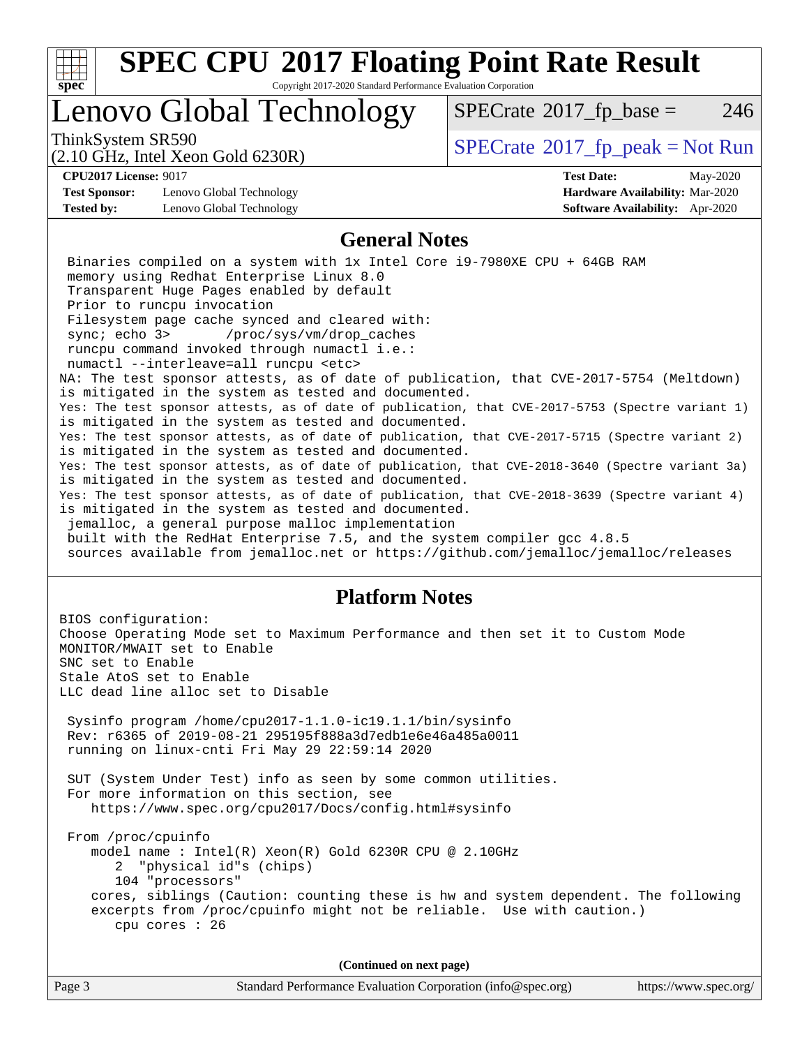# SPEC CPU 2017 Floating Point Rate Result

Copyright 2017-2020 Standard Performance Evaluation Corporation

## Lenovo Global Technology

ThinkSystem SR590
(2.10 GHz, Intel Xeon Gold 6230R)

SPECrate 2017_fp_base = 246

SPECrate 2017_fp_peak = Not Run

**CPU2017 License:** 9017
**Test Sponsor:** Lenovo Global Technology
**Tested by:** Lenovo Global Technology

**Test Date:** May-2020
**Hardware Availability:** Mar-2020
**Software Availability:** Apr-2020

## General Notes

```
 Binaries compiled on a system with 1x Intel Core i9-7980XE CPU + 64GB RAM
 memory using Redhat Enterprise Linux 8.0
 Transparent Huge Pages enabled by default
 Prior to runcpu invocation
 Filesystem page cache synced and cleared with:
 sync; echo 3>       /proc/sys/vm/drop_caches
 runcpu command invoked through numactl i.e.:
 numactl --interleave=all runcpu <etc>
NA: The test sponsor attests, as of date of publication, that CVE-2017-5754 (Meltdown)
is mitigated in the system as tested and documented.
Yes: The test sponsor attests, as of date of publication, that CVE-2017-5753 (Spectre variant 1)
is mitigated in the system as tested and documented.
Yes: The test sponsor attests, as of date of publication, that CVE-2017-5715 (Spectre variant 2)
is mitigated in the system as tested and documented.
Yes: The test sponsor attests, as of date of publication, that CVE-2018-3640 (Spectre variant 3a)
is mitigated in the system as tested and documented.
Yes: The test sponsor attests, as of date of publication, that CVE-2018-3639 (Spectre variant 4)
is mitigated in the system as tested and documented.
 jemalloc, a general purpose malloc implementation
 built with the RedHat Enterprise 7.5, and the system compiler gcc 4.8.5
 sources available from jemalloc.net or https://github.com/jemalloc/jemalloc/releases
```

## Platform Notes

```
BIOS configuration:
Choose Operating Mode set to Maximum Performance and then set it to Custom Mode
MONITOR/MWAIT set to Enable
SNC set to Enable
Stale AtoS set to Enable
LLC dead line alloc set to Disable

 Sysinfo program /home/cpu2017-1.1.0-ic19.1.1/bin/sysinfo
 Rev: r6365 of 2019-08-21 295195f888a3d7edb1e6e46a485a0011
 running on linux-cnti Fri May 29 22:59:14 2020

 SUT (System Under Test) info as seen by some common utilities.
 For more information on this section, see
    https://www.spec.org/cpu2017/Docs/config.html#sysinfo

 From /proc/cpuinfo
    model name : Intel(R) Xeon(R) Gold 6230R CPU @ 2.10GHz
       2  "physical id"s (chips)
       104 "processors"
    cores, siblings (Caution: counting these is hw and system dependent. The following
    excerpts from /proc/cpuinfo might not be reliable.  Use with caution.)
       cpu cores : 26
```

**(Continued on next page)**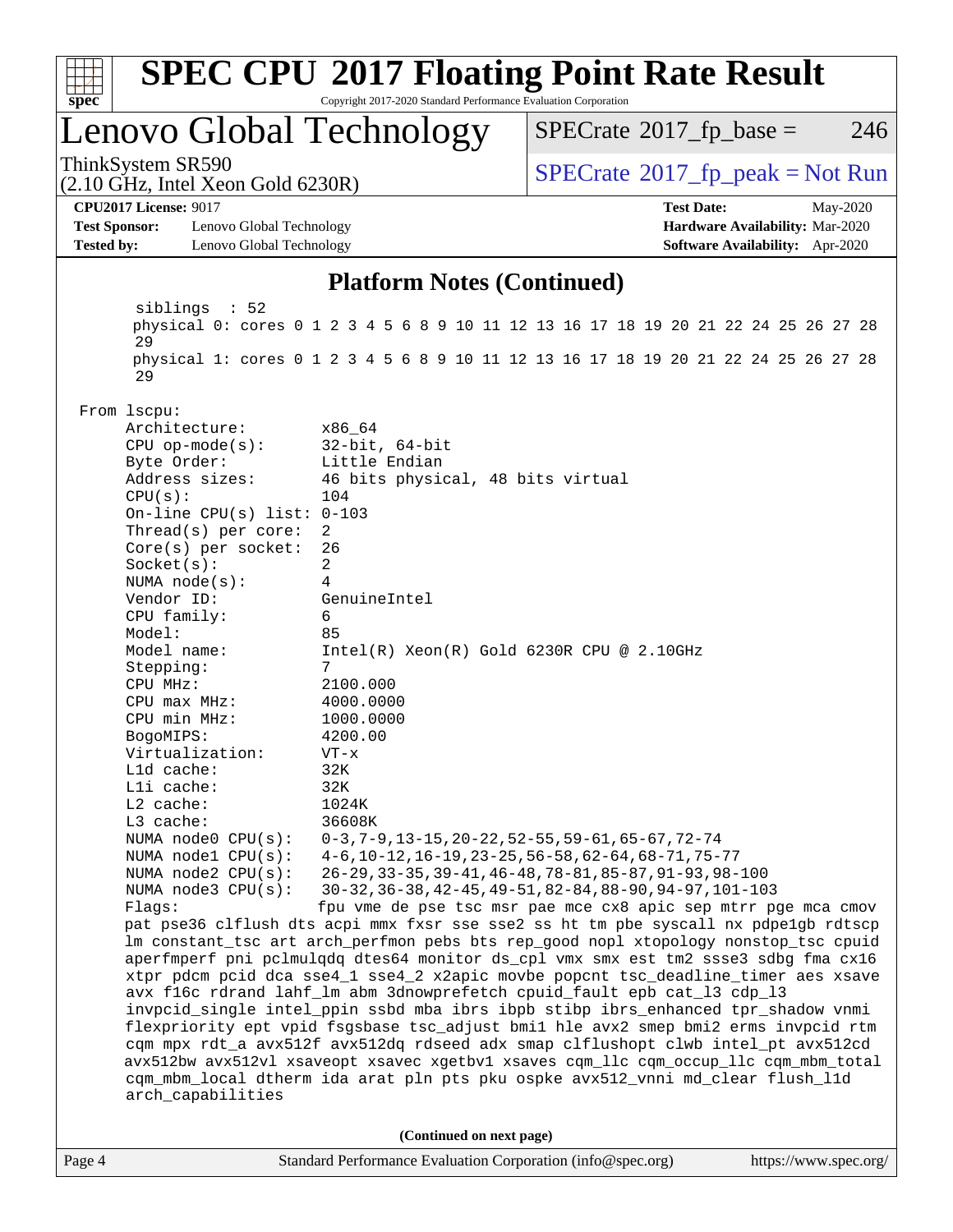# SPEC CPU 2017 Floating Point Rate Result

Copyright 2017-2020 Standard Performance Evaluation Corporation

## Lenovo Global Technology

ThinkSystem SR590
(2.10 GHz, Intel Xeon Gold 6230R)

SPECrate 2017_fp_base = 246

SPECrate 2017_fp_peak = Not Run

**CPU2017 License:** 9017
**Test Sponsor:** Lenovo Global Technology
**Tested by:** Lenovo Global Technology

**Test Date:** May-2020
**Hardware Availability:** Mar-2020
**Software Availability:** Apr-2020

### Platform Notes (Continued)

```
    siblings  : 52
    physical 0: cores 0 1 2 3 4 5 6 8 9 10 11 12 13 16 17 18 19 20 21 22 24 25 26 27 28
    29
    physical 1: cores 0 1 2 3 4 5 6 8 9 10 11 12 13 16 17 18 19 20 21 22 24 25 26 27 28
    29

From lscpu:
     Architecture:          x86_64
     CPU op-mode(s):        32-bit, 64-bit
     Byte Order:            Little Endian
     Address sizes:         46 bits physical, 48 bits virtual
     CPU(s):                104
     On-line CPU(s) list: 0-103
     Thread(s) per core:    2
     Core(s) per socket:    26
     Socket(s):             2
     NUMA node(s):          4
     Vendor ID:             GenuineIntel
     CPU family:            6
     Model:                 85
     Model name:            Intel(R) Xeon(R) Gold 6230R CPU @ 2.10GHz
     Stepping:              7
     CPU MHz:               2100.000
     CPU max MHz:           4000.0000
     CPU min MHz:           1000.0000
     BogoMIPS:              4200.00
     Virtualization:        VT-x
     L1d cache:             32K
     L1i cache:             32K
     L2 cache:              1024K
     L3 cache:              36608K
     NUMA node0 CPU(s):     0-3,7-9,13-15,20-22,52-55,59-61,65-67,72-74
     NUMA node1 CPU(s):     4-6,10-12,16-19,23-25,56-58,62-64,68-71,75-77
     NUMA node2 CPU(s):     26-29,33-35,39-41,46-48,78-81,85-87,91-93,98-100
     NUMA node3 CPU(s):     30-32,36-38,42-45,49-51,82-84,88-90,94-97,101-103
     Flags:                 fpu vme de pse tsc msr pae mce cx8 apic sep mtrr pge mca cmov
     pat pse36 clflush dts acpi mmx fxsr sse sse2 ss ht tm pbe syscall nx pdpe1gb rdtscp
     lm constant_tsc art arch_perfmon pebs bts rep_good nopl xtopology nonstop_tsc cpuid
     aperfmperf pni pclmulqdq dtes64 monitor ds_cpl vmx smx est tm2 ssse3 sdbg fma cx16
     xtpr pdcm pcid dca sse4_1 sse4_2 x2apic movbe popcnt tsc_deadline_timer aes xsave
     avx f16c rdrand lahf_lm abm 3dnowprefetch cpuid_fault epb cat_l3 cdp_l3
     invpcid_single intel_ppin ssbd mba ibrs ibpb stibp ibrs_enhanced tpr_shadow vnmi
     flexpriority ept vpid fsgsbase tsc_adjust bmi1 hle avx2 smep bmi2 erms invpcid rtm
     cqm mpx rdt_a avx512f avx512dq rdseed adx smap clflushopt clwb intel_pt avx512cd
     avx512bw avx512vl xsaveopt xsavec xgetbv1 xsaves cqm_llc cqm_occup_llc cqm_mbm_total
     cqm_mbm_local dtherm ida arat pln pts pku ospke avx512_vnni md_clear flush_l1d
     arch_capabilities
```

**(Continued on next page)**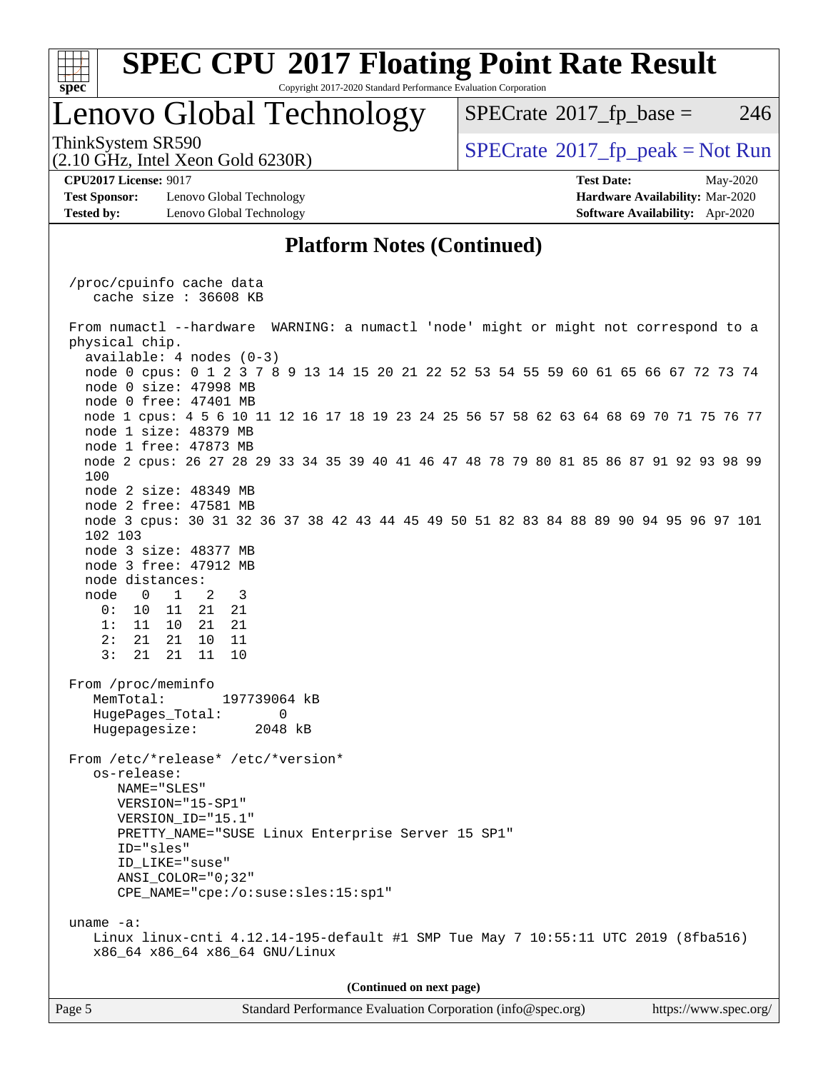# SPEC CPU 2017 Floating Point Rate Result

Copyright 2017-2020 Standard Performance Evaluation Corporation

## Lenovo Global Technology

ThinkSystem SR590
(2.10 GHz, Intel Xeon Gold 6230R)

SPECrate 2017_fp_base = 246

SPECrate 2017_fp_peak = Not Run

**CPU2017 License:** 9017
**Test Sponsor:** Lenovo Global Technology
**Tested by:** Lenovo Global Technology

**Test Date:** May-2020
**Hardware Availability:** Mar-2020
**Software Availability:** Apr-2020

### Platform Notes (Continued)

```
/proc/cpuinfo cache data
   cache size : 36608 KB

From numactl --hardware  WARNING: a numactl 'node' might or might not correspond to a
physical chip.
  available: 4 nodes (0-3)
  node 0 cpus: 0 1 2 3 7 8 9 13 14 15 20 21 22 52 53 54 55 59 60 61 65 66 67 72 73 74
  node 0 size: 47998 MB
  node 0 free: 47401 MB
  node 1 cpus: 4 5 6 10 11 12 16 17 18 19 23 24 25 56 57 58 62 63 64 68 69 70 71 75 76 77
  node 1 size: 48379 MB
  node 1 free: 47873 MB
  node 2 cpus: 26 27 28 29 33 34 35 39 40 41 46 47 48 78 79 80 81 85 86 87 91 92 93 98 99
  100
  node 2 size: 48349 MB
  node 2 free: 47581 MB
  node 3 cpus: 30 31 32 36 37 38 42 43 44 45 49 50 51 82 83 84 88 89 90 94 95 96 97 101
  102 103
  node 3 size: 48377 MB
  node 3 free: 47912 MB
  node distances:
  node   0   1   2   3
    0:  10  11  21  21
    1:  11  10  21  21
    2:  21  21  10  11
    3:  21  21  11  10

From /proc/meminfo
   MemTotal:       197739064 kB
   HugePages_Total:       0
   Hugepagesize:       2048 kB

From /etc/*release* /etc/*version*
   os-release:
      NAME="SLES"
      VERSION="15-SP1"
      VERSION_ID="15.1"
      PRETTY_NAME="SUSE Linux Enterprise Server 15 SP1"
      ID="sles"
      ID_LIKE="suse"
      ANSI_COLOR="0;32"
      CPE_NAME="cpe:/o:suse:sles:15:sp1"

uname -a:
   Linux linux-cnti 4.12.14-195-default #1 SMP Tue May 7 10:55:11 UTC 2019 (8fba516)
   x86_64 x86_64 x86_64 GNU/Linux
```

**(Continued on next page)**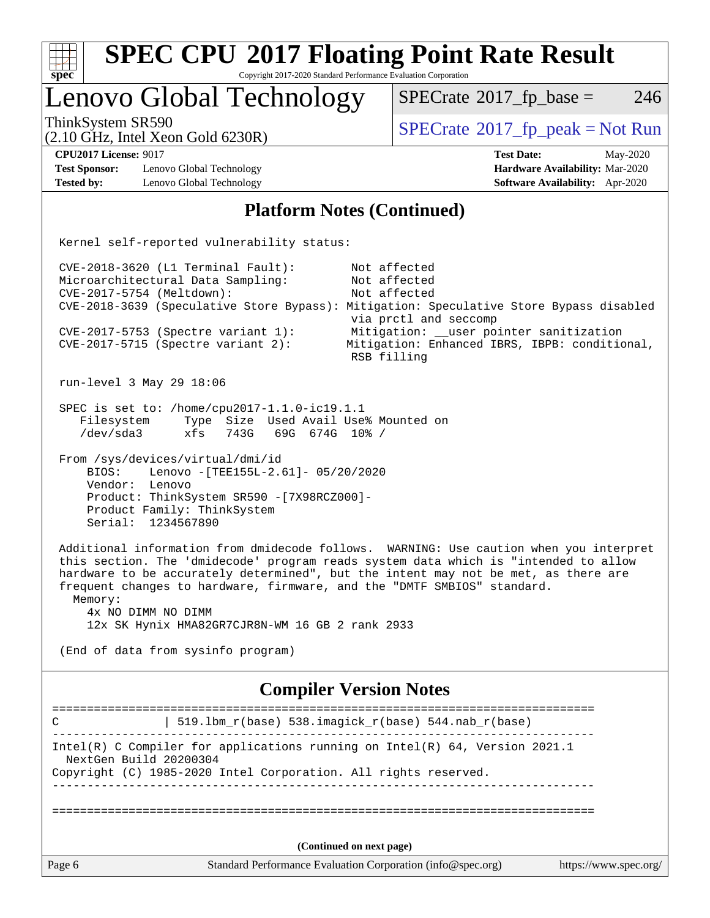# Platform Notes (Continued)

```
Kernel self-reported vulnerability status:

CVE-2018-3620 (L1 Terminal Fault):        Not affected
Microarchitectural Data Sampling:         Not affected
CVE-2017-5754 (Meltdown):                 Not affected
CVE-2018-3639 (Speculative Store Bypass): Mitigation: Speculative Store Bypass disabled
                                          via prctl and seccomp
CVE-2017-5753 (Spectre variant 1):        Mitigation: __user pointer sanitization
CVE-2017-5715 (Spectre variant 2):       Mitigation: Enhanced IBRS, IBPB: conditional,
                                          RSB filling

run-level 3 May 29 18:06

SPEC is set to: /home/cpu2017-1.1.0-ic19.1.1
   Filesystem     Type  Size  Used Avail Use% Mounted on
   /dev/sda3      xfs   743G   69G  674G  10% /

From /sys/devices/virtual/dmi/id
    BIOS:    Lenovo -[TEE155L-2.61]- 05/20/2020
    Vendor:  Lenovo
    Product: ThinkSystem SR590 -[7X98RCZ000]-
    Product Family: ThinkSystem
    Serial:  1234567890

Additional information from dmidecode follows.  WARNING: Use caution when you interpret
this section. The 'dmidecode' program reads system data which is "intended to allow
hardware to be accurately determined", but the intent may not be met, as there are
frequent changes to hardware, firmware, and the "DMTF SMBIOS" standard.
  Memory:
    4x NO DIMM NO DIMM
    12x SK Hynix HMA82GR7CJR8N-WM 16 GB 2 rank 2933

(End of data from sysinfo program)
```

# Compiler Version Notes

```
==============================================================================
C               | 519.lbm_r(base) 538.imagick_r(base) 544.nab_r(base)
------------------------------------------------------------------------------
Intel(R) C Compiler for applications running on Intel(R) 64, Version 2021.1
  NextGen Build 20200304
Copyright (C) 1985-2020 Intel Corporation. All rights reserved.
------------------------------------------------------------------------------

==============================================================================
```

(Continued on next page)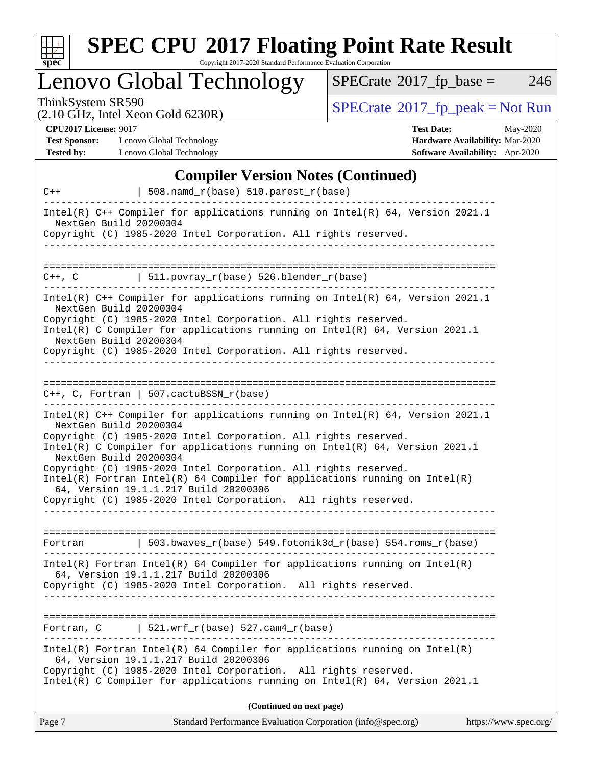# SPEC CPU 2017 Floating Point Rate Result

Copyright 2017-2020 Standard Performance Evaluation Corporation

## Lenovo Global Technology

ThinkSystem SR590
(2.10 GHz, Intel Xeon Gold 6230R)

SPECrate 2017_fp_base = 246

SPECrate 2017_fp_peak = Not Run

**CPU2017 License:** 9017
**Test Sponsor:** Lenovo Global Technology
**Tested by:** Lenovo Global Technology

**Test Date:** May-2020
**Hardware Availability:** Mar-2020
**Software Availability:** Apr-2020

### Compiler Version Notes (Continued)

```
C++             | 508.namd_r(base) 510.parest_r(base)
------------------------------------------------------------------------------
Intel(R) C++ Compiler for applications running on Intel(R) 64, Version 2021.1
  NextGen Build 20200304
Copyright (C) 1985-2020 Intel Corporation. All rights reserved.
------------------------------------------------------------------------------

==============================================================================
C++, C          | 511.povray_r(base) 526.blender_r(base)
------------------------------------------------------------------------------
Intel(R) C++ Compiler for applications running on Intel(R) 64, Version 2021.1
  NextGen Build 20200304
Copyright (C) 1985-2020 Intel Corporation. All rights reserved.
Intel(R) C Compiler for applications running on Intel(R) 64, Version 2021.1
  NextGen Build 20200304
Copyright (C) 1985-2020 Intel Corporation. All rights reserved.
------------------------------------------------------------------------------

==============================================================================
C++, C, Fortran | 507.cactuBSSN_r(base)
------------------------------------------------------------------------------
Intel(R) C++ Compiler for applications running on Intel(R) 64, Version 2021.1
  NextGen Build 20200304
Copyright (C) 1985-2020 Intel Corporation. All rights reserved.
Intel(R) C Compiler for applications running on Intel(R) 64, Version 2021.1
  NextGen Build 20200304
Copyright (C) 1985-2020 Intel Corporation. All rights reserved.
Intel(R) Fortran Intel(R) 64 Compiler for applications running on Intel(R)
  64, Version 19.1.1.217 Build 20200306
Copyright (C) 1985-2020 Intel Corporation.  All rights reserved.
------------------------------------------------------------------------------

==============================================================================
Fortran         | 503.bwaves_r(base) 549.fotonik3d_r(base) 554.roms_r(base)
------------------------------------------------------------------------------
Intel(R) Fortran Intel(R) 64 Compiler for applications running on Intel(R)
  64, Version 19.1.1.217 Build 20200306
Copyright (C) 1985-2020 Intel Corporation.  All rights reserved.
------------------------------------------------------------------------------

==============================================================================
Fortran, C      | 521.wrf_r(base) 527.cam4_r(base)
------------------------------------------------------------------------------
Intel(R) Fortran Intel(R) 64 Compiler for applications running on Intel(R)
  64, Version 19.1.1.217 Build 20200306
Copyright (C) 1985-2020 Intel Corporation.  All rights reserved.
Intel(R) C Compiler for applications running on Intel(R) 64, Version 2021.1
```

**(Continued on next page)**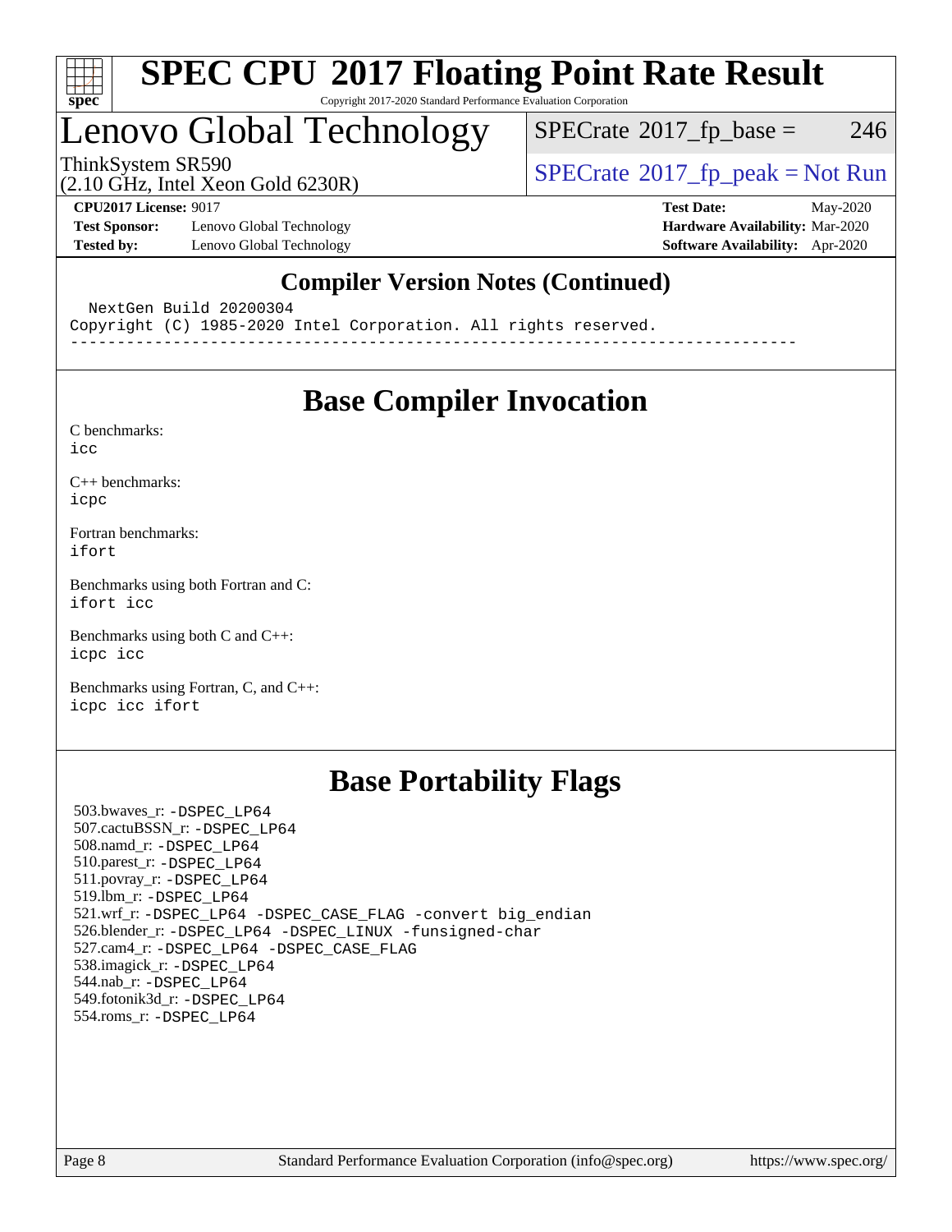## Compiler Version Notes (Continued)

```
  NextGen Build 20200304
Copyright (C) 1985-2020 Intel Corporation. All rights reserved.
------------------------------------------------------------------------------
```

# Base Compiler Invocation

C benchmarks:
icc

C++ benchmarks:
icpc

Fortran benchmarks:
ifort

Benchmarks using both Fortran and C:
ifort icc

Benchmarks using both C and C++:
icpc icc

Benchmarks using Fortran, C, and C++:
icpc icc ifort

# Base Portability Flags

503.bwaves_r: -DSPEC_LP64
507.cactuBSSN_r: -DSPEC_LP64
508.namd_r: -DSPEC_LP64
510.parest_r: -DSPEC_LP64
511.povray_r: -DSPEC_LP64
519.lbm_r: -DSPEC_LP64
521.wrf_r: -DSPEC_LP64 -DSPEC_CASE_FLAG -convert big_endian
526.blender_r: -DSPEC_LP64 -DSPEC_LINUX -funsigned-char
527.cam4_r: -DSPEC_LP64 -DSPEC_CASE_FLAG
538.imagick_r: -DSPEC_LP64
544.nab_r: -DSPEC_LP64
549.fotonik3d_r: -DSPEC_LP64
554.roms_r: -DSPEC_LP64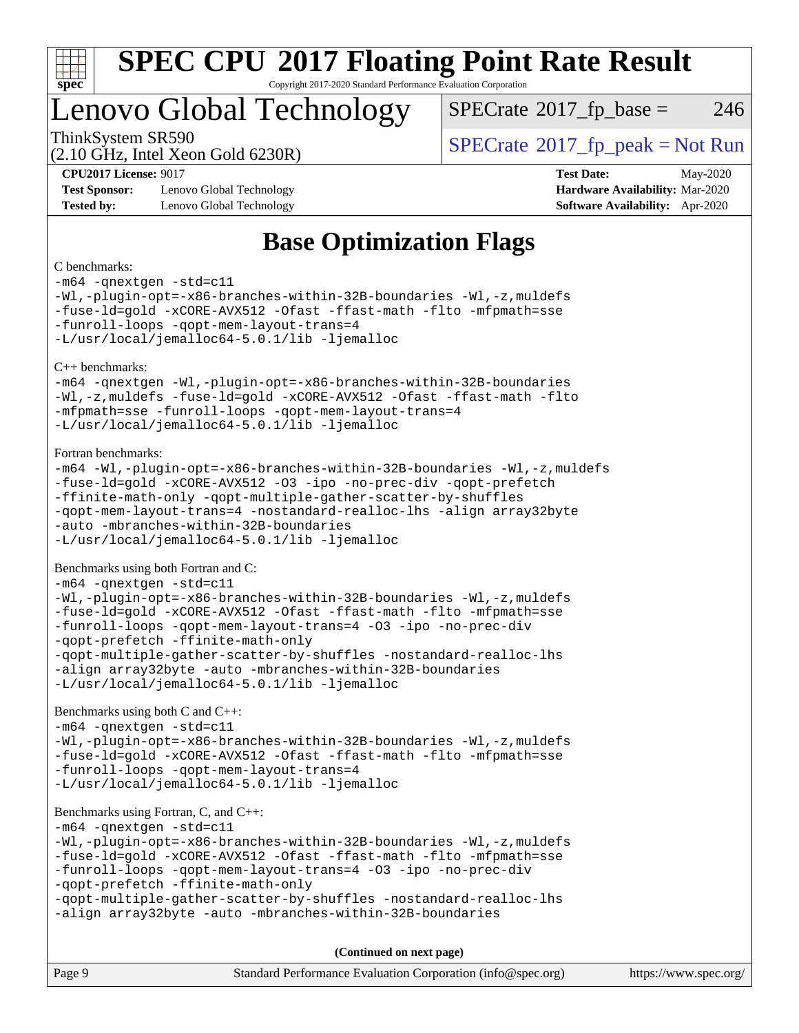# Base Optimization Flags

C benchmarks:

```
-m64 -qnextgen -std=c11
-Wl,-plugin-opt=-x86-branches-within-32B-boundaries -Wl,-z,muldefs
-fuse-ld=gold -xCORE-AVX512 -Ofast -ffast-math -flto -mfpmath=sse
-funroll-loops -qopt-mem-layout-trans=4
-L/usr/local/jemalloc64-5.0.1/lib -ljemalloc
```

C++ benchmarks:

```
-m64 -qnextgen -Wl,-plugin-opt=-x86-branches-within-32B-boundaries
-Wl,-z,muldefs -fuse-ld=gold -xCORE-AVX512 -Ofast -ffast-math -flto
-mfpmath=sse -funroll-loops -qopt-mem-layout-trans=4
-L/usr/local/jemalloc64-5.0.1/lib -ljemalloc
```

Fortran benchmarks:

```
-m64 -Wl,-plugin-opt=-x86-branches-within-32B-boundaries -Wl,-z,muldefs
-fuse-ld=gold -xCORE-AVX512 -O3 -ipo -no-prec-div -qopt-prefetch
-ffinite-math-only -qopt-multiple-gather-scatter-by-shuffles
-qopt-mem-layout-trans=4 -nostandard-realloc-lhs -align array32byte
-auto -mbranches-within-32B-boundaries
-L/usr/local/jemalloc64-5.0.1/lib -ljemalloc
```

Benchmarks using both Fortran and C:

```
-m64 -qnextgen -std=c11
-Wl,-plugin-opt=-x86-branches-within-32B-boundaries -Wl,-z,muldefs
-fuse-ld=gold -xCORE-AVX512 -Ofast -ffast-math -flto -mfpmath=sse
-funroll-loops -qopt-mem-layout-trans=4 -O3 -ipo -no-prec-div
-qopt-prefetch -ffinite-math-only
-qopt-multiple-gather-scatter-by-shuffles -nostandard-realloc-lhs
-align array32byte -auto -mbranches-within-32B-boundaries
-L/usr/local/jemalloc64-5.0.1/lib -ljemalloc
```

Benchmarks using both C and C++:

```
-m64 -qnextgen -std=c11
-Wl,-plugin-opt=-x86-branches-within-32B-boundaries -Wl,-z,muldefs
-fuse-ld=gold -xCORE-AVX512 -Ofast -ffast-math -flto -mfpmath=sse
-funroll-loops -qopt-mem-layout-trans=4
-L/usr/local/jemalloc64-5.0.1/lib -ljemalloc
```

Benchmarks using Fortran, C, and C++:

```
-m64 -qnextgen -std=c11
-Wl,-plugin-opt=-x86-branches-within-32B-boundaries -Wl,-z,muldefs
-fuse-ld=gold -xCORE-AVX512 -Ofast -ffast-math -flto -mfpmath=sse
-funroll-loops -qopt-mem-layout-trans=4 -O3 -ipo -no-prec-div
-qopt-prefetch -ffinite-math-only
-qopt-multiple-gather-scatter-by-shuffles -nostandard-realloc-lhs
-align array32byte -auto -mbranches-within-32B-boundaries
```

**(Continued on next page)**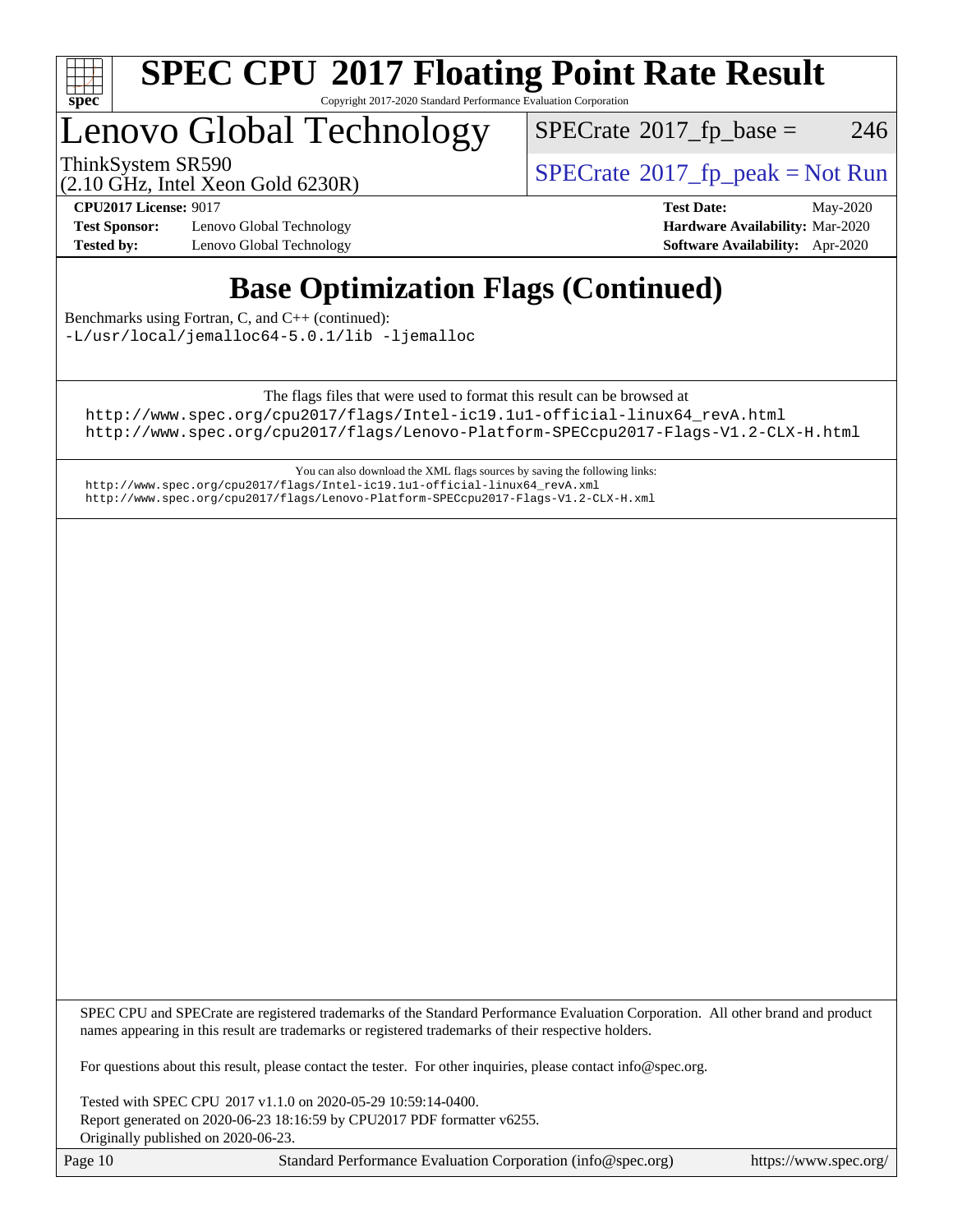# Base Optimization Flags (Continued)

Benchmarks using Fortran, C, and C++ (continued):

```
-L/usr/local/jemalloc64-5.0.1/lib -ljemalloc
```

The flags files that were used to format this result can be browsed at

http://www.spec.org/cpu2017/flags/Intel-ic19.1u1-official-linux64_revA.html
http://www.spec.org/cpu2017/flags/Lenovo-Platform-SPECcpu2017-Flags-V1.2-CLX-H.html

You can also download the XML flags sources by saving the following links:

http://www.spec.org/cpu2017/flags/Intel-ic19.1u1-official-linux64_revA.xml
http://www.spec.org/cpu2017/flags/Lenovo-Platform-SPECcpu2017-Flags-V1.2-CLX-H.xml

SPEC CPU and SPECrate are registered trademarks of the Standard Performance Evaluation Corporation. All other brand and product names appearing in this result are trademarks or registered trademarks of their respective holders.

For questions about this result, please contact the tester. For other inquiries, please contact info@spec.org.

Tested with SPEC CPU 2017 v1.1.0 on 2020-05-29 10:59:14-0400.
Report generated on 2020-06-23 18:16:59 by CPU2017 PDF formatter v6255.
Originally published on 2020-06-23.